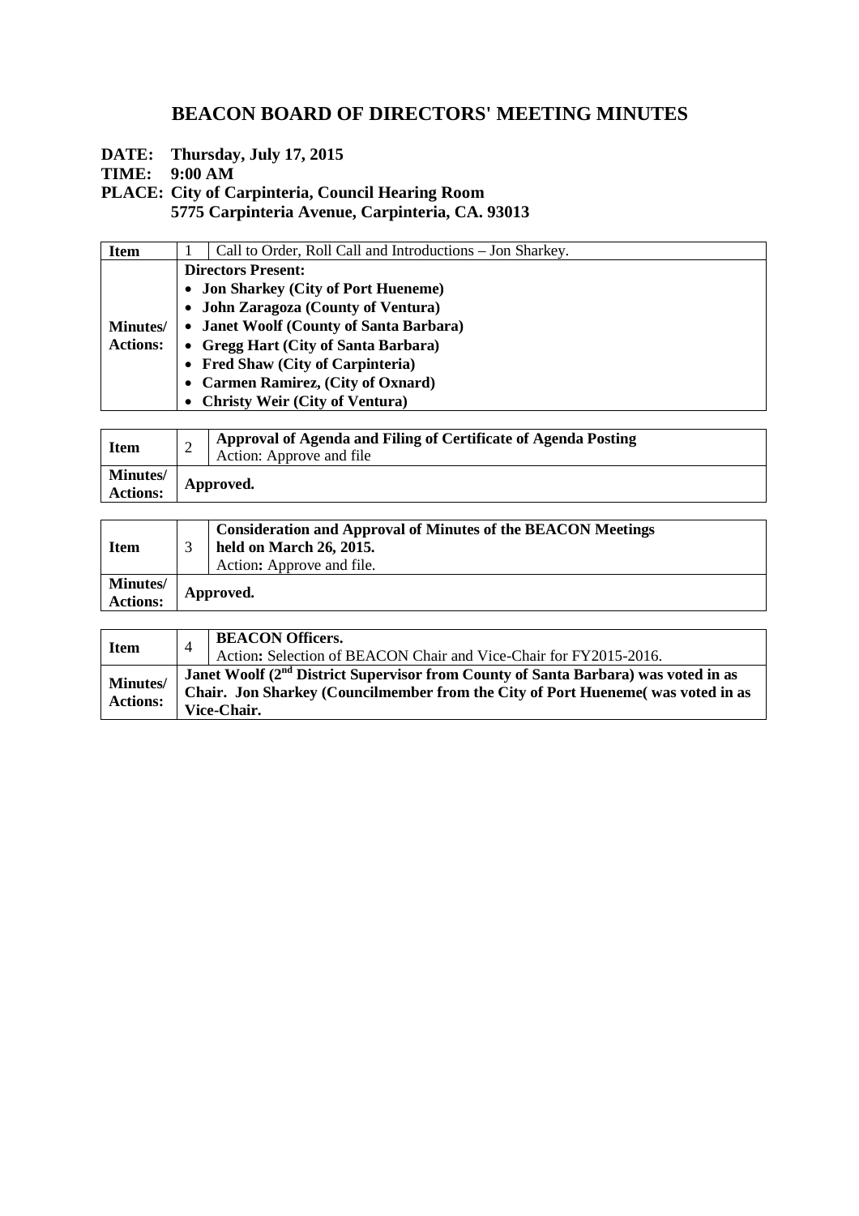# BEACON BOARD OF DIRECTORS' MEETING MINUTES

**DATE: Thursday, July 17, 2015**
**TIME: 9:00 AM**
**PLACE: City of Carpinteria, Council Hearing Room**
**5775 Carpinteria Avenue, Carpinteria, CA. 93013**

| **Item** | 1 | Call to Order, Roll Call and Introductions – Jon Sharkey. |
|---|---|---|
| **Minutes/ Actions:** | **Directors Present:**<br>• **Jon Sharkey (City of Port Hueneme)**<br>• **John Zaragoza (County of Ventura)**<br>• **Janet Woolf (County of Santa Barbara)**<br>• **Gregg Hart (City of Santa Barbara)**<br>• **Fred Shaw (City of Carpinteria)**<br>• **Carmen Ramirez, (City of Oxnard)**<br>• **Christy Weir (City of Ventura)** | |

| **Item** | 2 | **Approval of Agenda and Filing of Certificate of Agenda Posting**<br>Action: Approve and file |
|---|---|---|
| **Minutes/ Actions:** | **Approved.** | |

| **Item** | 3 | **Consideration and Approval of Minutes of the BEACON Meetings held on March 26, 2015.**<br>Action**:** Approve and file. |
|---|---|---|
| **Minutes/ Actions:** | **Approved.** | |

| **Item** | 4 | **BEACON Officers.**<br>Action**:** Selection of BEACON Chair and Vice-Chair for FY2015-2016. |
|---|---|---|
| **Minutes/ Actions:** | **Janet Woolf (2nd District Supervisor from County of Santa Barbara) was voted in as Chair. Jon Sharkey (Councilmember from the City of Port Hueneme( was voted in as Vice-Chair.** | |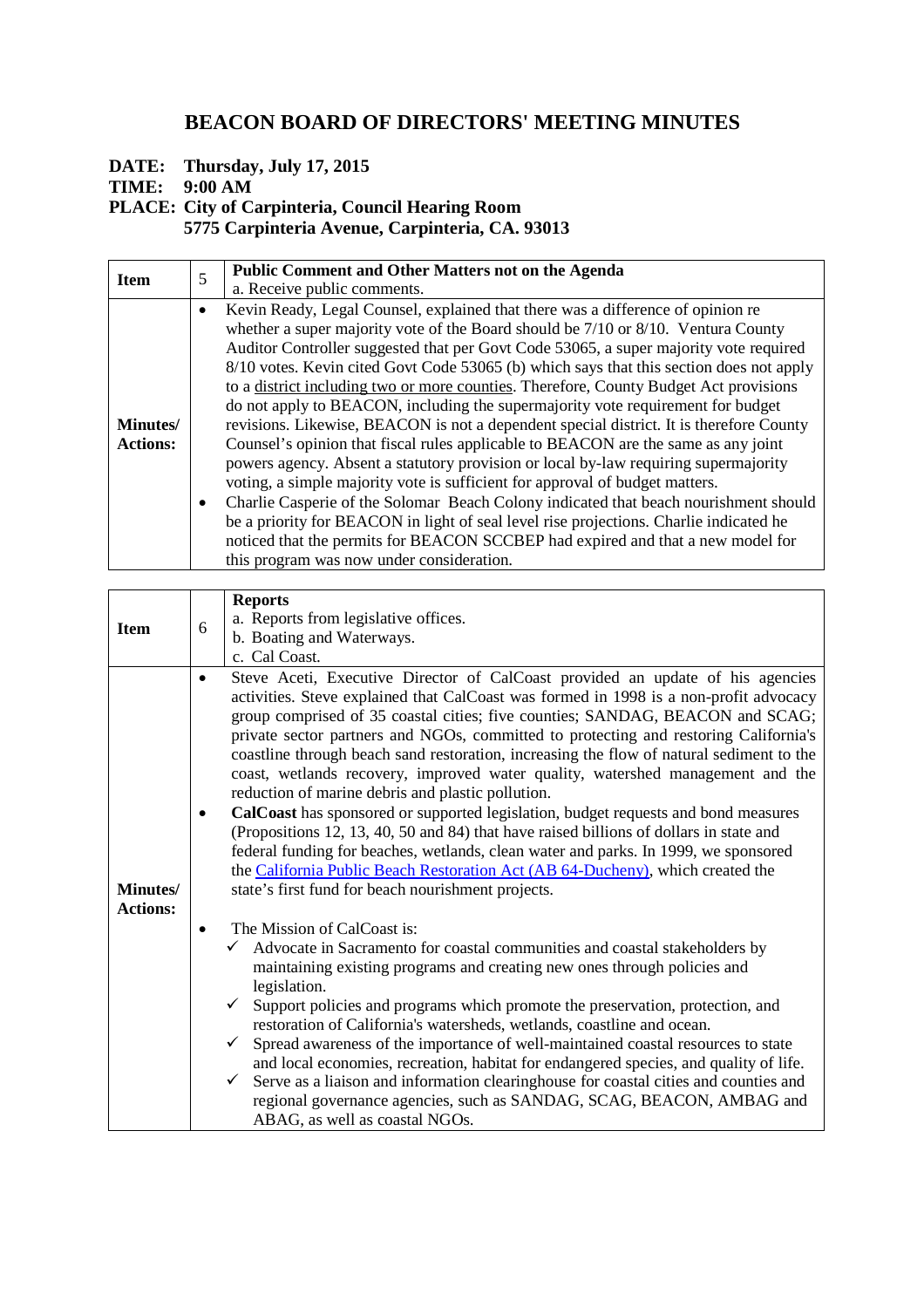# BEACON BOARD OF DIRECTORS' MEETING MINUTES

**DATE: Thursday, July 17, 2015**
**TIME: 9:00 AM**
**PLACE: City of Carpinteria, Council Hearing Room**
**5775 Carpinteria Avenue, Carpinteria, CA. 93013**

| **Item** | 5 | **Public Comment and Other Matters not on the Agenda**<br>a. Receive public comments. |
|---|---|---|
| **Minutes/ Actions:** | | • Kevin Ready, Legal Counsel, explained that there was a difference of opinion re whether a super majority vote of the Board should be 7/10 or 8/10. Ventura County Auditor Controller suggested that per Govt Code 53065, a super majority vote required 8/10 votes. Kevin cited Govt Code 53065 (b) which says that this section does not apply to a district including two or more counties. Therefore, County Budget Act provisions do not apply to BEACON, including the supermajority vote requirement for budget revisions. Likewise, BEACON is not a dependent special district. It is therefore County Counsel's opinion that fiscal rules applicable to BEACON are the same as any joint powers agency. Absent a statutory provision or local by-law requiring supermajority voting, a simple majority vote is sufficient for approval of budget matters.<br>• Charlie Casperie of the Solomar Beach Colony indicated that beach nourishment should be a priority for BEACON in light of seal level rise projections. Charlie indicated he noticed that the permits for BEACON SCCBEP had expired and that a new model for this program was now under consideration. |

| **Item** | 6 | **Reports**<br>a. Reports from legislative offices.<br>b. Boating and Waterways.<br>c. Cal Coast. |
|---|---|---|
| **Minutes/ Actions:** | | • Steve Aceti, Executive Director of CalCoast provided an update of his agencies activities. Steve explained that CalCoast was formed in 1998 is a non-profit advocacy group comprised of 35 coastal cities; five counties; SANDAG, BEACON and SCAG; private sector partners and NGOs, committed to protecting and restoring California's coastline through beach sand restoration, increasing the flow of natural sediment to the coast, wetlands recovery, improved water quality, watershed management and the reduction of marine debris and plastic pollution.<br>• **CalCoast** has sponsored or supported legislation, budget requests and bond measures (Propositions 12, 13, 40, 50 and 84) that have raised billions of dollars in state and federal funding for beaches, wetlands, clean water and parks. In 1999, we sponsored the California Public Beach Restoration Act (AB 64-Ducheny), which created the state's first fund for beach nourishment projects.<br>• The Mission of CalCoast is:<br>✓ Advocate in Sacramento for coastal communities and coastal stakeholders by maintaining existing programs and creating new ones through policies and legislation.<br>✓ Support policies and programs which promote the preservation, protection, and restoration of California's watersheds, wetlands, coastline and ocean.<br>✓ Spread awareness of the importance of well-maintained coastal resources to state and local economies, recreation, habitat for endangered species, and quality of life.<br>✓ Serve as a liaison and information clearinghouse for coastal cities and counties and regional governance agencies, such as SANDAG, SCAG, BEACON, AMBAG and ABAG, as well as coastal NGOs. |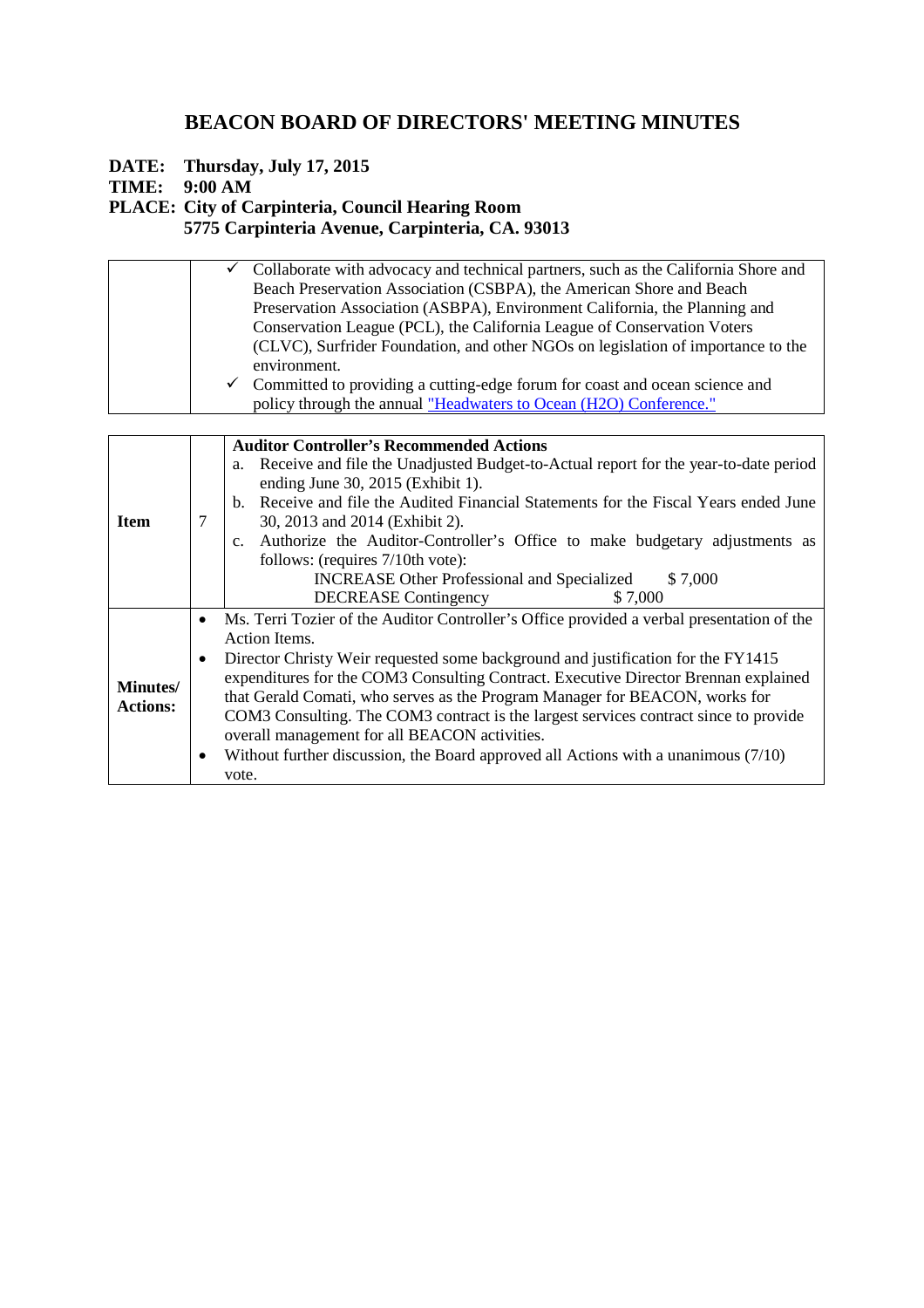# BEACON BOARD OF DIRECTORS' MEETING MINUTES

**DATE: Thursday, July 17, 2015**
**TIME: 9:00 AM**
**PLACE: City of Carpinteria, Council Hearing Room**
**5775 Carpinteria Avenue, Carpinteria, CA. 93013**

| | |
|---|---|
| | ✓ Collaborate with advocacy and technical partners, such as the California Shore and Beach Preservation Association (CSBPA), the American Shore and Beach Preservation Association (ASBPA), Environment California, the Planning and Conservation League (PCL), the California League of Conservation Voters (CLVC), Surfrider Foundation, and other NGOs on legislation of importance to the environment.<br>✓ Committed to providing a cutting-edge forum for coast and ocean science and policy through the annual "Headwaters to Ocean (H2O) Conference." |

| | | |
|---|---|---|
| **Item** | 7 | **Auditor Controller's Recommended Actions**<br>a. Receive and file the Unadjusted Budget-to-Actual report for the year-to-date period ending June 30, 2015 (Exhibit 1).<br>b. Receive and file the Audited Financial Statements for the Fiscal Years ended June 30, 2013 and 2014 (Exhibit 2).<br>c. Authorize the Auditor-Controller's Office to make budgetary adjustments as follows: (requires 7/10th vote):<br>INCREASE Other Professional and Specialized $ 7,000<br>DECREASE Contingency $ 7,000 |
| **Minutes/ Actions:** | | • Ms. Terri Tozier of the Auditor Controller's Office provided a verbal presentation of the Action Items.<br>• Director Christy Weir requested some background and justification for the FY1415 expenditures for the COM3 Consulting Contract. Executive Director Brennan explained that Gerald Comati, who serves as the Program Manager for BEACON, works for COM3 Consulting. The COM3 contract is the largest services contract since to provide overall management for all BEACON activities.<br>• Without further discussion, the Board approved all Actions with a unanimous (7/10) vote. |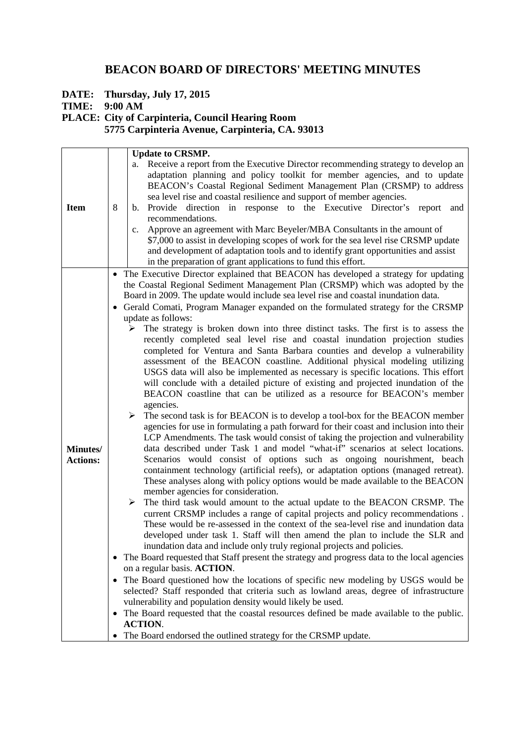# BEACON BOARD OF DIRECTORS' MEETING MINUTES

**DATE: Thursday, July 17, 2015**
**TIME: 9:00 AM**
**PLACE: City of Carpinteria, Council Hearing Room**
**5775 Carpinteria Avenue, Carpinteria, CA. 93013**

| | | |
|---|---|---|
| **Item** | 8 | **Update to CRSMP.**<br>a. Receive a report from the Executive Director recommending strategy to develop an adaptation planning and policy toolkit for member agencies, and to update BEACON's Coastal Regional Sediment Management Plan (CRSMP) to address sea level rise and coastal resilience and support of member agencies.<br>b. Provide direction in response to the Executive Director's report and recommendations.<br>c. Approve an agreement with Marc Beyeler/MBA Consultants in the amount of $7,000 to assist in developing scopes of work for the sea level rise CRSMP update and development of adaptation tools and to identify grant opportunities and assist in the preparation of grant applications to fund this effort. |
| **Minutes/ Actions:** | | • The Executive Director explained that BEACON has developed a strategy for updating the Coastal Regional Sediment Management Plan (CRSMP) which was adopted by the Board in 2009. The update would include sea level rise and coastal inundation data.<br>• Gerald Comati, Program Manager expanded on the formulated strategy for the CRSMP update as follows:<br>➢ The strategy is broken down into three distinct tasks. The first is to assess the recently completed seal level rise and coastal inundation projection studies completed for Ventura and Santa Barbara counties and develop a vulnerability assessment of the BEACON coastline. Additional physical modeling utilizing USGS data will also be implemented as necessary is specific locations. This effort will conclude with a detailed picture of existing and projected inundation of the BEACON coastline that can be utilized as a resource for BEACON's member agencies.<br>➢ The second task is for BEACON is to develop a tool-box for the BEACON member agencies for use in formulating a path forward for their coast and inclusion into their LCP Amendments. The task would consist of taking the projection and vulnerability data described under Task 1 and model "what-if" scenarios at select locations. Scenarios would consist of options such as ongoing nourishment, beach containment technology (artificial reefs), or adaptation options (managed retreat). These analyses along with policy options would be made available to the BEACON member agencies for consideration.<br>➢ The third task would amount to the actual update to the BEACON CRSMP. The current CRSMP includes a range of capital projects and policy recommendations . These would be re-assessed in the context of the sea-level rise and inundation data developed under task 1. Staff will then amend the plan to include the SLR and inundation data and include only truly regional projects and policies.<br>• The Board requested that Staff present the strategy and progress data to the local agencies on a regular basis. **ACTION**.<br>• The Board questioned how the locations of specific new modeling by USGS would be selected? Staff responded that criteria such as lowland areas, degree of infrastructure vulnerability and population density would likely be used.<br>• The Board requested that the coastal resources defined be made available to the public. **ACTION**.<br>• The Board endorsed the outlined strategy for the CRSMP update. |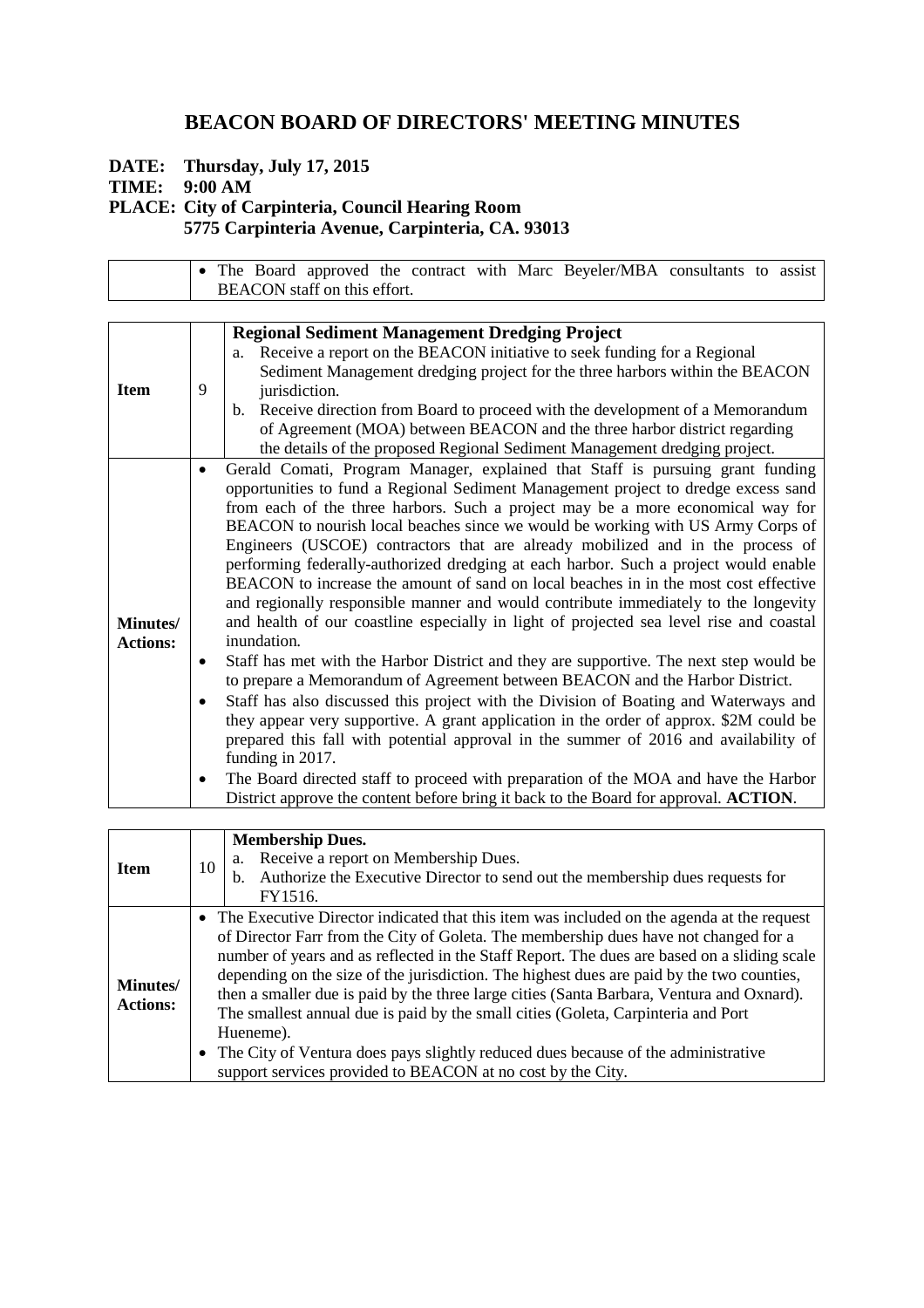# BEACON BOARD OF DIRECTORS' MEETING MINUTES

**DATE: Thursday, July 17, 2015**
**TIME: 9:00 AM**
**PLACE: City of Carpinteria, Council Hearing Room**
**5775 Carpinteria Avenue, Carpinteria, CA. 93013**

| | |
|---|---|
| | • The Board approved the contract with Marc Beyeler/MBA consultants to assist BEACON staff on this effort. |

| | | |
|---|---|---|
| **Item** | 9 | **Regional Sediment Management Dredging Project**<br>a. Receive a report on the BEACON initiative to seek funding for a Regional Sediment Management dredging project for the three harbors within the BEACON jurisdiction.<br>b. Receive direction from Board to proceed with the development of a Memorandum of Agreement (MOA) between BEACON and the three harbor district regarding the details of the proposed Regional Sediment Management dredging project. |
| **Minutes/ Actions:** | | • Gerald Comati, Program Manager, explained that Staff is pursuing grant funding opportunities to fund a Regional Sediment Management project to dredge excess sand from each of the three harbors. Such a project may be a more economical way for BEACON to nourish local beaches since we would be working with US Army Corps of Engineers (USCOE) contractors that are already mobilized and in the process of performing federally-authorized dredging at each harbor. Such a project would enable BEACON to increase the amount of sand on local beaches in in the most cost effective and regionally responsible manner and would contribute immediately to the longevity and health of our coastline especially in light of projected sea level rise and coastal inundation.<br>• Staff has met with the Harbor District and they are supportive. The next step would be to prepare a Memorandum of Agreement between BEACON and the Harbor District.<br>• Staff has also discussed this project with the Division of Boating and Waterways and they appear very supportive. A grant application in the order of approx. \$2M could be prepared this fall with potential approval in the summer of 2016 and availability of funding in 2017.<br>• The Board directed staff to proceed with preparation of the MOA and have the Harbor District approve the content before bring it back to the Board for approval. **ACTION**. |

| | | |
|---|---|---|
| **Item** | 10 | **Membership Dues.**<br>a. Receive a report on Membership Dues.<br>b. Authorize the Executive Director to send out the membership dues requests for FY1516. |
| **Minutes/ Actions:** | | • The Executive Director indicated that this item was included on the agenda at the request of Director Farr from the City of Goleta. The membership dues have not changed for a number of years and as reflected in the Staff Report. The dues are based on a sliding scale depending on the size of the jurisdiction. The highest dues are paid by the two counties, then a smaller due is paid by the three large cities (Santa Barbara, Ventura and Oxnard). The smallest annual due is paid by the small cities (Goleta, Carpinteria and Port Hueneme).<br>• The City of Ventura does pays slightly reduced dues because of the administrative support services provided to BEACON at no cost by the City. |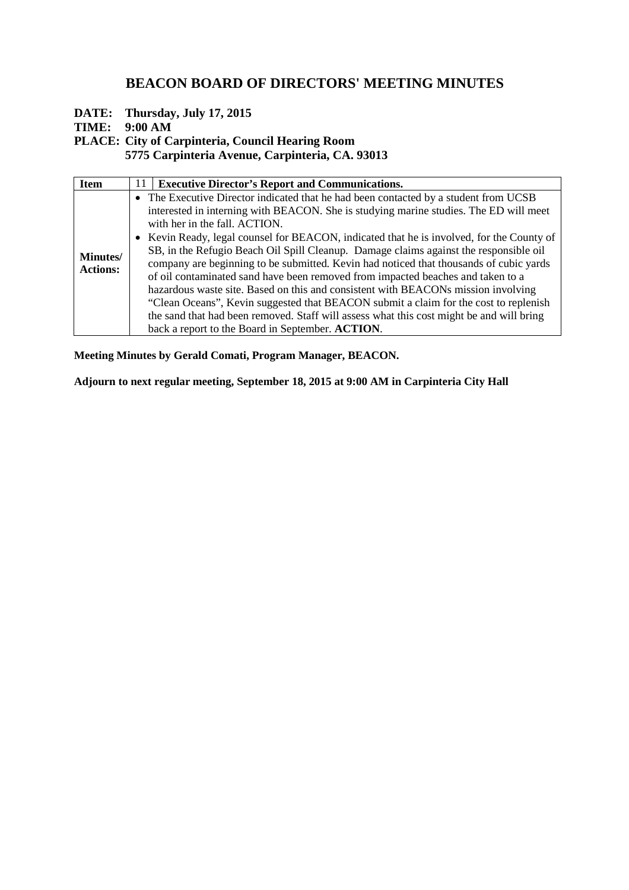# BEACON BOARD OF DIRECTORS' MEETING MINUTES

**DATE: Thursday, July 17, 2015**
**TIME: 9:00 AM**
**PLACE: City of Carpinteria, Council Hearing Room**
**5775 Carpinteria Avenue, Carpinteria, CA. 93013**

| **Item** | 11 | **Executive Director's Report and Communications.** |
|---|---|---|
| **Minutes/ Actions:** | | • The Executive Director indicated that he had been contacted by a student from UCSB interested in interning with BEACON. She is studying marine studies. The ED will meet with her in the fall. ACTION.<br>• Kevin Ready, legal counsel for BEACON, indicated that he is involved, for the County of SB, in the Refugio Beach Oil Spill Cleanup. Damage claims against the responsible oil company are beginning to be submitted. Kevin had noticed that thousands of cubic yards of oil contaminated sand have been removed from impacted beaches and taken to a hazardous waste site. Based on this and consistent with BEACONs mission involving "Clean Oceans", Kevin suggested that BEACON submit a claim for the cost to replenish the sand that had been removed. Staff will assess what this cost might be and will bring back a report to the Board in September. **ACTION**. |

**Meeting Minutes by Gerald Comati, Program Manager, BEACON.**

**Adjourn to next regular meeting, September 18, 2015 at 9:00 AM in Carpinteria City Hall**